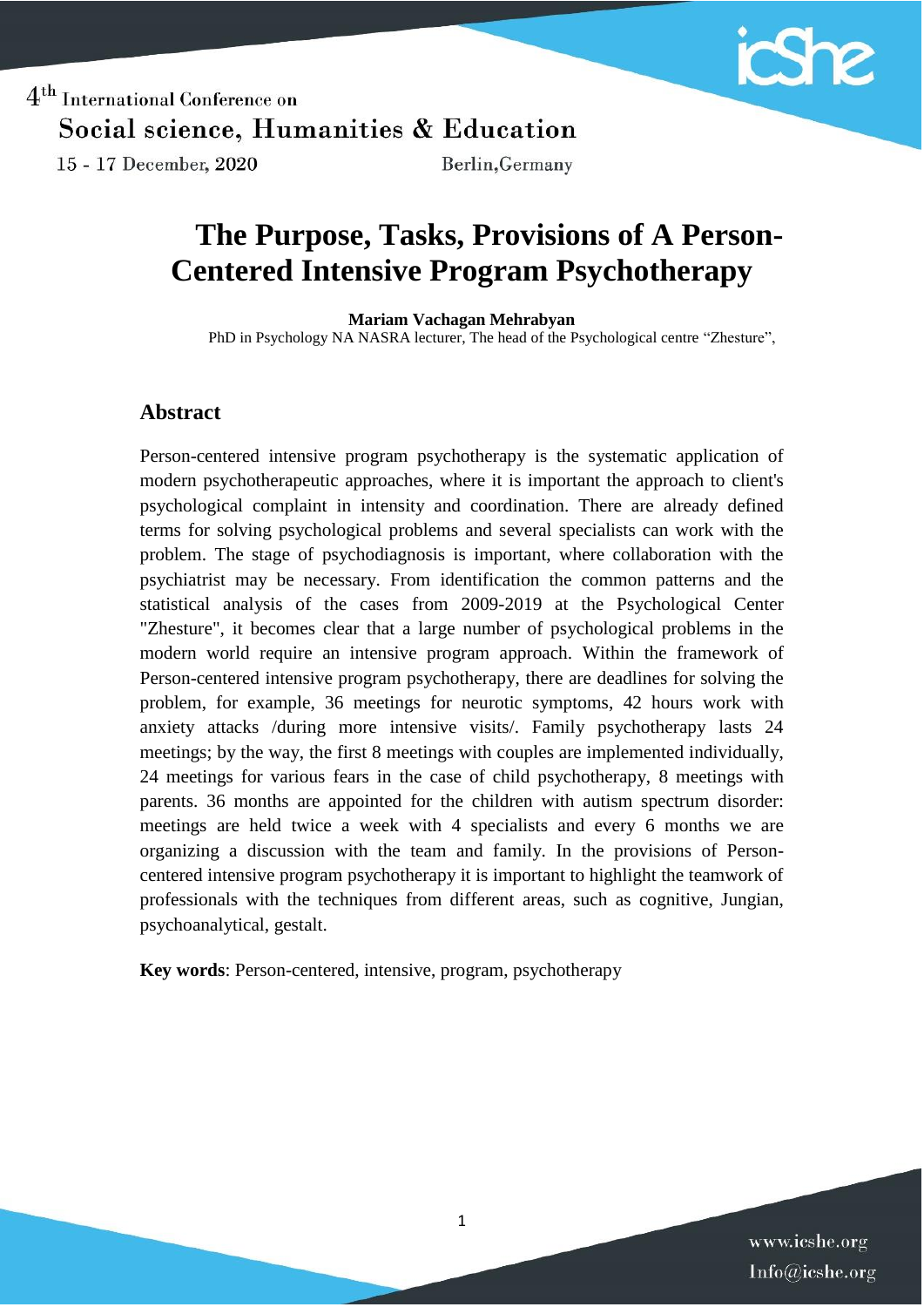# The Purpose, Tasks, Provisions of A Person-Centered Intensive Program Psychotherapy

**Mariam Vachagan Mehrabyan**

PhD in Psychology NA NASRA lecturer, The head of the Psychological centre "Zhesture",

## Abstract

Person-centered intensive program psychotherapy is the systematic application of modern psychotherapeutic approaches, where it is important the approach to client's psychological complaint in intensity and coordination. There are already defined terms for solving psychological problems and several specialists can work with the problem. The stage of psychodiagnosis is important, where collaboration with the psychiatrist may be necessary. From identification the common patterns and the statistical analysis of the cases from 2009-2019 at the Psychological Center "Zhesture", it becomes clear that a large number of psychological problems in the modern world require an intensive program approach. Within the framework of Person-centered intensive program psychotherapy, there are deadlines for solving the problem, for example, 36 meetings for neurotic symptoms, 42 hours work with anxiety attacks /during more intensive visits/. Family psychotherapy lasts 24 meetings; by the way, the first 8 meetings with couples are implemented individually, 24 meetings for various fears in the case of child psychotherapy, 8 meetings with parents. 36 months are appointed for the children with autism spectrum disorder: meetings are held twice a week with 4 specialists and every 6 months we are organizing a discussion with the team and family. In the provisions of Person-centered intensive program psychotherapy it is important to highlight the teamwork of professionals with the techniques from different areas, such as cognitive, Jungian, psychoanalytical, gestalt.

**Key words**: Person-centered, intensive, program, psychotherapy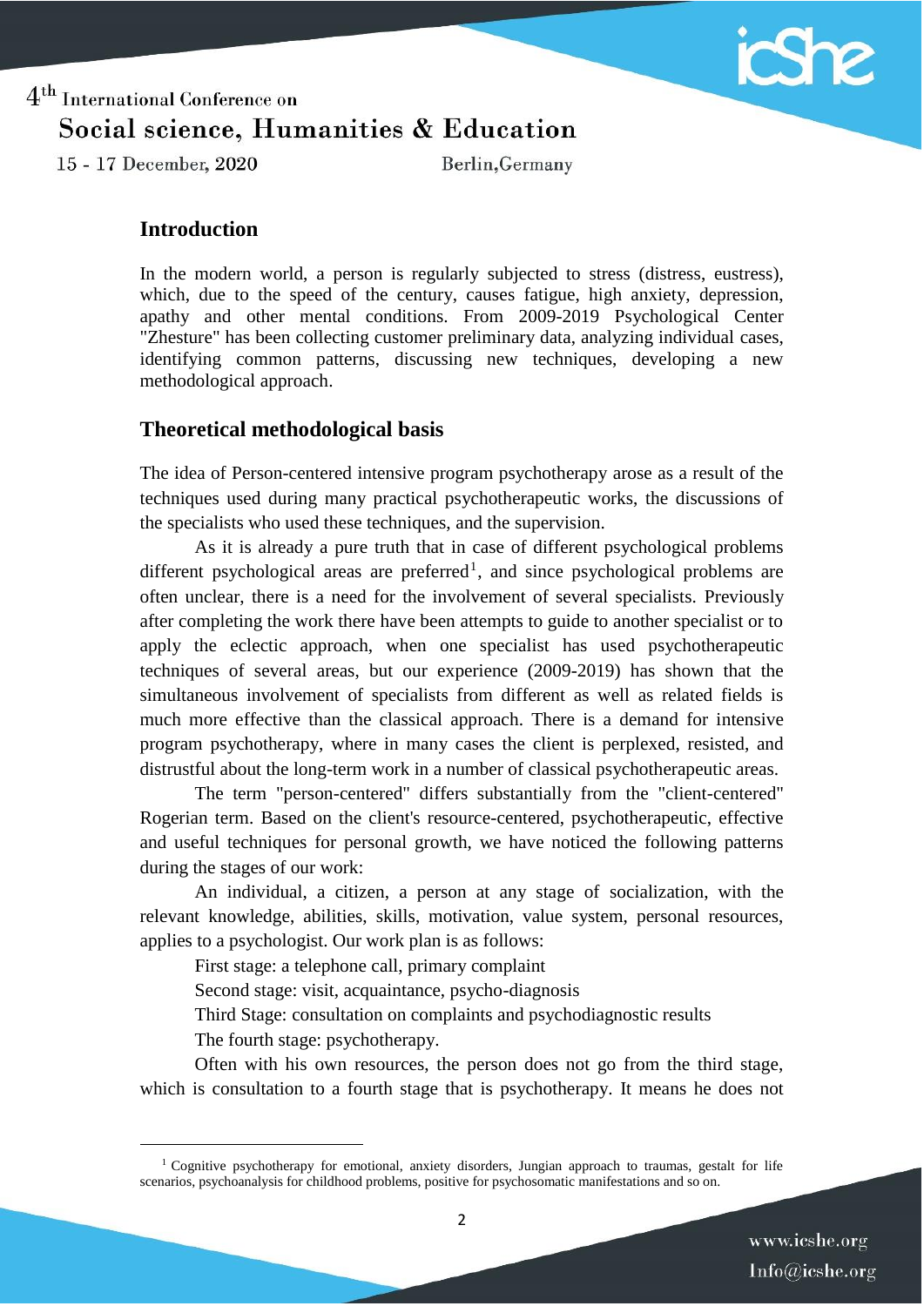## Introduction

In the modern world, a person is regularly subjected to stress (distress, eustress), which, due to the speed of the century, causes fatigue, high anxiety, depression, apathy and other mental conditions. From 2009-2019 Psychological Center "Zhesture" has been collecting customer preliminary data, analyzing individual cases, identifying common patterns, discussing new techniques, developing a new methodological approach.

## Theoretical methodological basis

The idea of Person-centered intensive program psychotherapy arose as a result of the techniques used during many practical psychotherapeutic works, the discussions of the specialists who used these techniques, and the supervision.

As it is already a pure truth that in case of different psychological problems different psychological areas are preferred[1], and since psychological problems are often unclear, there is a need for the involvement of several specialists. Previously after completing the work there have been attempts to guide to another specialist or to apply the eclectic approach, when one specialist has used psychotherapeutic techniques of several areas, but our experience (2009-2019) has shown that the simultaneous involvement of specialists from different as well as related fields is much more effective than the classical approach. There is a demand for intensive program psychotherapy, where in many cases the client is perplexed, resisted, and distrustful about the long-term work in a number of classical psychotherapeutic areas.

The term "person-centered" differs substantially from the "client-centered" Rogerian term. Based on the client's resource-centered, psychotherapeutic, effective and useful techniques for personal growth, we have noticed the following patterns during the stages of our work:

An individual, a citizen, a person at any stage of socialization, with the relevant knowledge, abilities, skills, motivation, value system, personal resources, applies to a psychologist. Our work plan is as follows:

First stage: a telephone call, primary complaint

Second stage: visit, acquaintance, psycho-diagnosis

Third Stage: consultation on complaints and psychodiagnostic results

The fourth stage: psychotherapy.

Often with his own resources, the person does not go from the third stage, which is consultation to a fourth stage that is psychotherapy. It means he does not

---

[1] Cognitive psychotherapy for emotional, anxiety disorders, Jungian approach to traumas, gestalt for life scenarios, psychoanalysis for childhood problems, positive for psychosomatic manifestations and so on.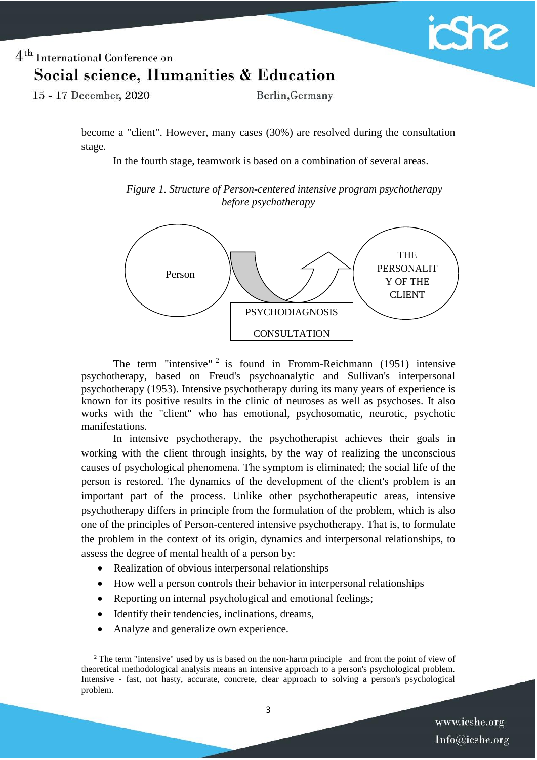become a "client". However, many cases (30%) are resolved during the consultation stage.

In the fourth stage, teamwork is based on a combination of several areas.

*Figure 1. Structure of Person-centered intensive program psychotherapy before psychotherapy*

Person

PSYCHODIAGNOSIS

CONSULTATION

THE PERSONALITY OF THE CLIENT

The term "intensive" [2] is found in Fromm-Reichmann (1951) intensive psychotherapy, based on Freud's psychoanalytic and Sullivan's interpersonal psychotherapy (1953). Intensive psychotherapy during its many years of experience is known for its positive results in the clinic of neuroses as well as psychoses. It also works with the "client" who has emotional, psychosomatic, neurotic, psychotic manifestations.

In intensive psychotherapy, the psychotherapist achieves their goals in working with the client through insights, by the way of realizing the unconscious causes of psychological phenomena. The symptom is eliminated; the social life of the person is restored. The dynamics of the development of the client's problem is an important part of the process. Unlike other psychotherapeutic areas, intensive psychotherapy differs in principle from the formulation of the problem, which is also one of the principles of Person-centered intensive psychotherapy. That is, to formulate the problem in the context of its origin, dynamics and interpersonal relationships, to assess the degree of mental health of a person by:

- Realization of obvious interpersonal relationships
- How well a person controls their behavior in interpersonal relationships
- Reporting on internal psychological and emotional feelings;
- Identify their tendencies, inclinations, dreams,
- Analyze and generalize own experience.

[2] The term "intensive" used by us is based on the non-harm principle and from the point of view of theoretical methodological analysis means an intensive approach to a person's psychological problem. Intensive - fast, not hasty, accurate, concrete, clear approach to solving a person's psychological problem.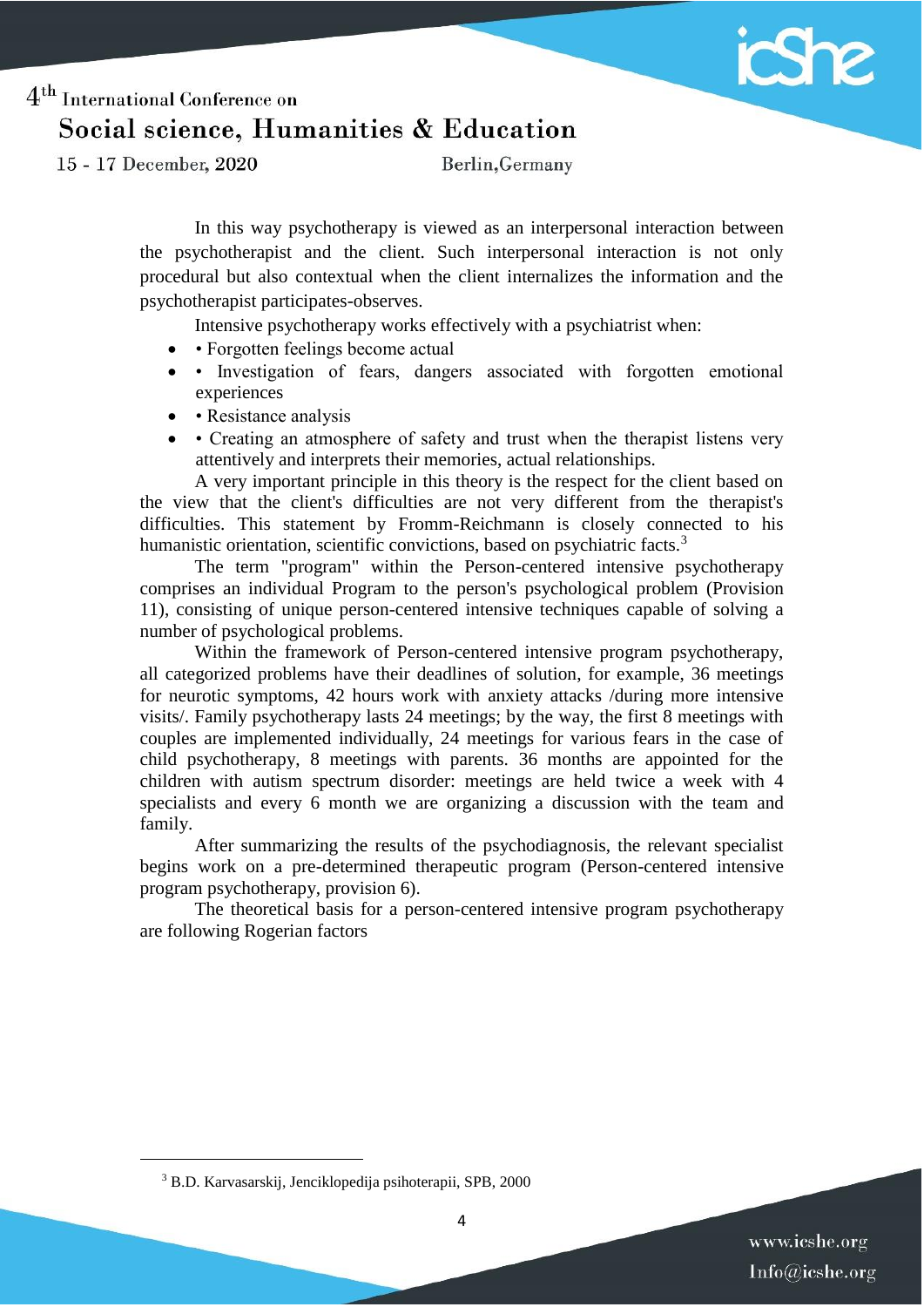In this way psychotherapy is viewed as an interpersonal interaction between the psychotherapist and the client. Such interpersonal interaction is not only procedural but also contextual when the client internalizes the information and the psychotherapist participates-observes.

Intensive psychotherapy works effectively with a psychiatrist when:

- • Forgotten feelings become actual
- • Investigation of fears, dangers associated with forgotten emotional experiences
- • Resistance analysis
- • Creating an atmosphere of safety and trust when the therapist listens very attentively and interprets their memories, actual relationships.

A very important principle in this theory is the respect for the client based on the view that the client's difficulties are not very different from the therapist's difficulties. This statement by Fromm-Reichmann is closely connected to his humanistic orientation, scientific convictions, based on psychiatric facts.[3]

The term "program" within the Person-centered intensive psychotherapy comprises an individual Program to the person's psychological problem (Provision 11), consisting of unique person-centered intensive techniques capable of solving a number of psychological problems.

Within the framework of Person-centered intensive program psychotherapy, all categorized problems have their deadlines of solution, for example, 36 meetings for neurotic symptoms, 42 hours work with anxiety attacks /during more intensive visits/. Family psychotherapy lasts 24 meetings; by the way, the first 8 meetings with couples are implemented individually, 24 meetings for various fears in the case of child psychotherapy, 8 meetings with parents. 36 months are appointed for the children with autism spectrum disorder: meetings are held twice a week with 4 specialists and every 6 month we are organizing a discussion with the team and family.

After summarizing the results of the psychodiagnosis, the relevant specialist begins work on a pre-determined therapeutic program (Person-centered intensive program psychotherapy, provision 6).

The theoretical basis for a person-centered intensive program psychotherapy are following Rogerian factors

---

[3] B.D. Karvasarskij, Jenciklopedija psihoterapii, SPB, 2000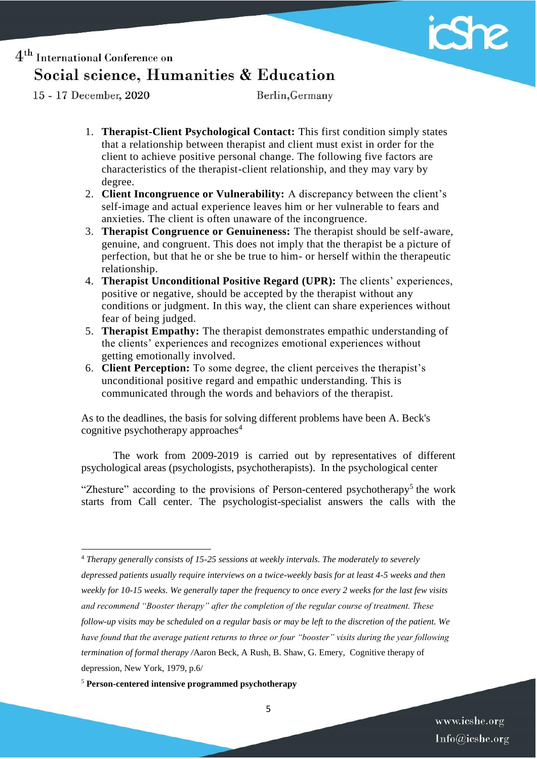1. **Therapist-Client Psychological Contact:** This first condition simply states that a relationship between therapist and client must exist in order for the client to achieve positive personal change. The following five factors are characteristics of the therapist-client relationship, and they may vary by degree.
2. **Client Incongruence or Vulnerability:** A discrepancy between the client's self-image and actual experience leaves him or her vulnerable to fears and anxieties. The client is often unaware of the incongruence.
3. **Therapist Congruence or Genuineness:** The therapist should be self-aware, genuine, and congruent. This does not imply that the therapist be a picture of perfection, but that he or she be true to him- or herself within the therapeutic relationship.
4. **Therapist Unconditional Positive Regard (UPR):** The clients' experiences, positive or negative, should be accepted by the therapist without any conditions or judgment. In this way, the client can share experiences without fear of being judged.
5. **Therapist Empathy:** The therapist demonstrates empathic understanding of the clients' experiences and recognizes emotional experiences without getting emotionally involved.
6. **Client Perception:** To some degree, the client perceives the therapist's unconditional positive regard and empathic understanding. This is communicated through the words and behaviors of the therapist.

As to the deadlines, the basis for solving different problems have been A. Beck's cognitive psychotherapy approaches[4]

The work from 2009-2019 is carried out by representatives of different psychological areas (psychologists, psychotherapists). In the psychological center

"Zhesture" according to the provisions of Person-centered psychotherapy[5] the work starts from Call center. The psychologist-specialist answers the calls with the

---

[4] *Therapy generally consists of 15-25 sessions at weekly intervals. The moderately to severely depressed patients usually require interviews on a twice-weekly basis for at least 4-5 weeks and then weekly for 10-15 weeks. We generally taper the frequency to once every 2 weeks for the last few visits and recommend "Booster therapy" after the completion of the regular course of treatment. These follow-up visits may be scheduled on a regular basis or may be left to the discretion of the patient. We have found that the average patient returns to three or four "booster" visits during the year following termination of formal therapy* /Aaron Beck, A Rush, B. Shaw, G. Emery, Cognitive therapy of depression, New York, 1979, p.6/

[5] **Person-centered intensive programmed psychotherapy**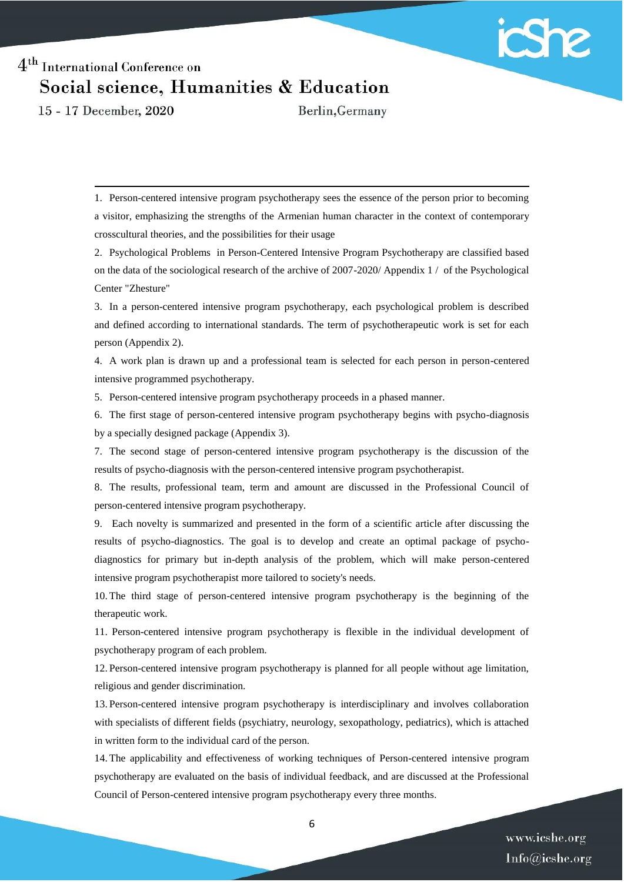1. Person-centered intensive program psychotherapy sees the essence of the person prior to becoming a visitor, emphasizing the strengths of the Armenian human character in the context of contemporary crosscultural theories, and the possibilities for their usage

2. Psychological Problems in Person-Centered Intensive Program Psychotherapy are classified based on the data of the sociological research of the archive of 2007-2020/ Appendix 1 / of the Psychological Center "Zhesture"

3. In a person-centered intensive program psychotherapy, each psychological problem is described and defined according to international standards. The term of psychotherapeutic work is set for each person (Appendix 2).

4. A work plan is drawn up and a professional team is selected for each person in person-centered intensive programmed psychotherapy.

5. Person-centered intensive program psychotherapy proceeds in a phased manner.

6. The first stage of person-centered intensive program psychotherapy begins with psycho-diagnosis by a specially designed package (Appendix 3).

7. The second stage of person-centered intensive program psychotherapy is the discussion of the results of psycho-diagnosis with the person-centered intensive program psychotherapist.

8. The results, professional team, term and amount are discussed in the Professional Council of person-centered intensive program psychotherapy.

9. Each novelty is summarized and presented in the form of a scientific article after discussing the results of psycho-diagnostics. The goal is to develop and create an optimal package of psycho-diagnostics for primary but in-depth analysis of the problem, which will make person-centered intensive program psychotherapist more tailored to society's needs.

10. The third stage of person-centered intensive program psychotherapy is the beginning of the therapeutic work.

11. Person-centered intensive program psychotherapy is flexible in the individual development of psychotherapy program of each problem.

12. Person-centered intensive program psychotherapy is planned for all people without age limitation, religious and gender discrimination.

13. Person-centered intensive program psychotherapy is interdisciplinary and involves collaboration with specialists of different fields (psychiatry, neurology, sexopathology, pediatrics), which is attached in written form to the individual card of the person.

14. The applicability and effectiveness of working techniques of Person-centered intensive program psychotherapy are evaluated on the basis of individual feedback, and are discussed at the Professional Council of Person-centered intensive program psychotherapy every three months.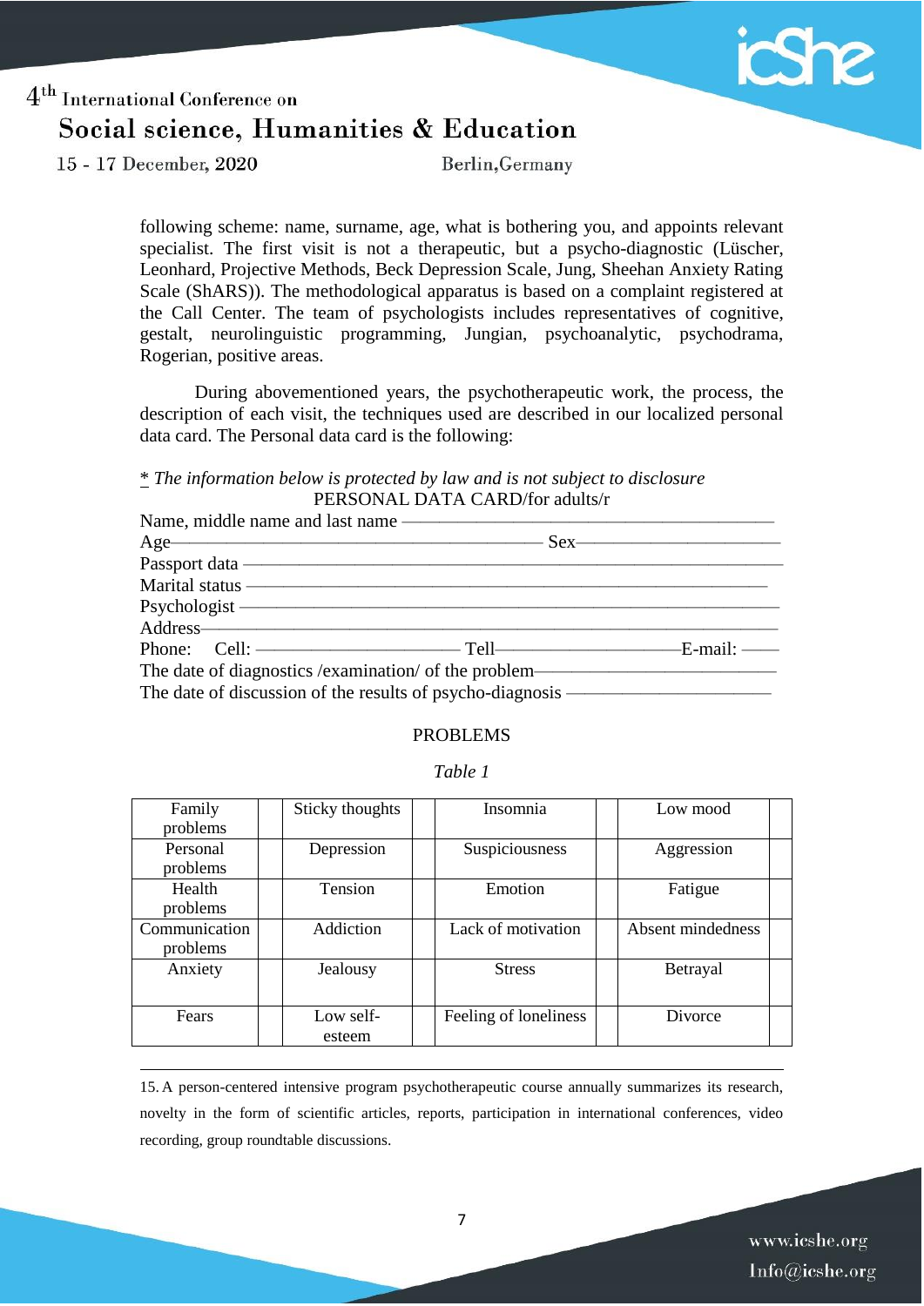following scheme: name, surname, age, what is bothering you, and appoints relevant specialist. The first visit is not a therapeutic, but a psycho-diagnostic (Lüscher, Leonhard, Projective Methods, Beck Depression Scale, Jung, Sheehan Anxiety Rating Scale (ShARS)). The methodological apparatus is based on a complaint registered at the Call Center. The team of psychologists includes representatives of cognitive, gestalt, neurolinguistic programming, Jungian, psychoanalytic, psychodrama, Rogerian, positive areas.

During abovementioned years, the psychotherapeutic work, the process, the description of each visit, the techniques used are described in our localized personal data card. The Personal data card is the following:

*\* The information below is protected by law and is not subject to disclosure*

PERSONAL DATA CARD/for adults/r

Name, middle name and last name ———————————————————

Age——————————————————— Sex———————————

Passport data ————————————————————————————

Marital status ———————————————————————————

Psychologist —————————————————————————————

Address———————————————————————————————

Phone: Cell: ——————————— Tell————————————E-mail: ——

The date of diagnostics /examination/ of the problem————————————

The date of discussion of the results of psycho-diagnosis ————————————

PROBLEMS

*Table 1*

| Family problems | | Sticky thoughts | | Insomnia | | Low mood | |
|---|---|---|---|---|---|---|---|
| Personal problems | | Depression | | Suspiciousness | | Aggression | |
| Health problems | | Tension | | Emotion | | Fatigue | |
| Communication problems | | Addiction | | Lack of motivation | | Absent mindedness | |
| Anxiety | | Jealousy | | Stress | | Betrayal | |
| Fears | | Low self-esteem | | Feeling of loneliness | | Divorce | |

---

15. A person-centered intensive program psychotherapeutic course annually summarizes its research, novelty in the form of scientific articles, reports, participation in international conferences, video recording, group roundtable discussions.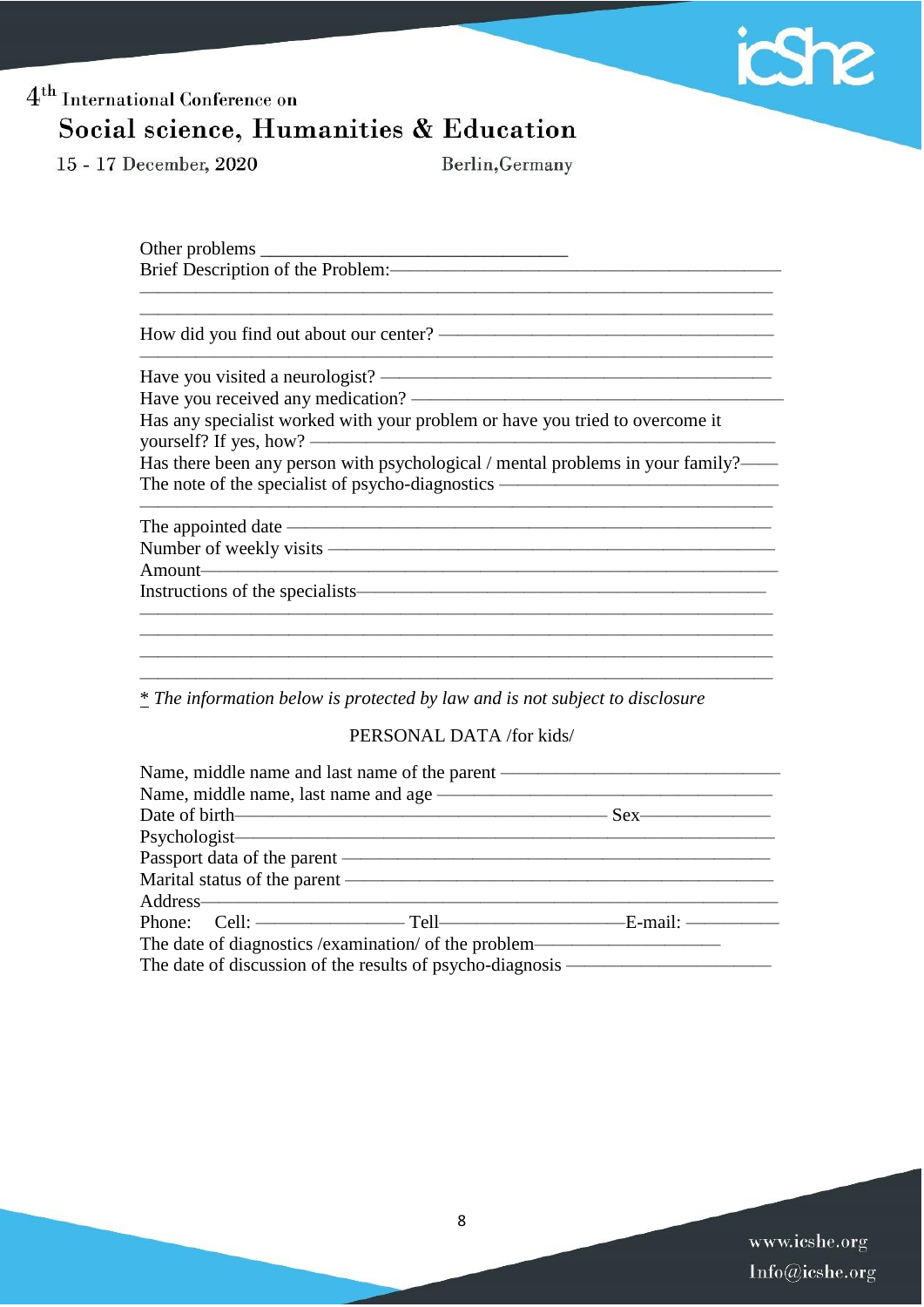Other problems ________________________________

Brief Description of the Problem:——————————————————————

_______________________________________________________________

_______________________________________________________________

How did you find out about our center? ——————————————————

_______________________________________________________________

Have you visited a neurologist? ——————————————————————

Have you received any medication? ———————————————————

Has any specialist worked with your problem or have you tried to overcome it yourself? If yes, how? ———————————————————————————

Has there been any person with psychological / mental problems in your family?——

The note of the specialist of psycho-diagnostics ———————————————

_______________________________________________________________

The appointed date ————————————————————————————

Number of weekly visits ———————————————————————————

Amount————————————————————————————————————

Instructions of the specialists————————————————————————

_______________________________________________________________

_______________________________________________________________

_______________________________________________________________

_______________________________________________________________

*\* The information below is protected by law and is not subject to disclosure*

PERSONAL DATA /for kids/

Name, middle name and last name of the parent ——————————————

Name, middle name, last name and age ——————————————————

Date of birth————————————————————— Sex————————

Psychologist————————————————————————————————

Passport data of the parent ————————————————————————

Marital status of the parent ————————————————————————

Address——————————————————————————————————

Phone: Cell: ———————— Tell——————————E-mail: —————

The date of diagnostics /examination/ of the problem——————————

The date of discussion of the results of psycho-diagnosis ————————————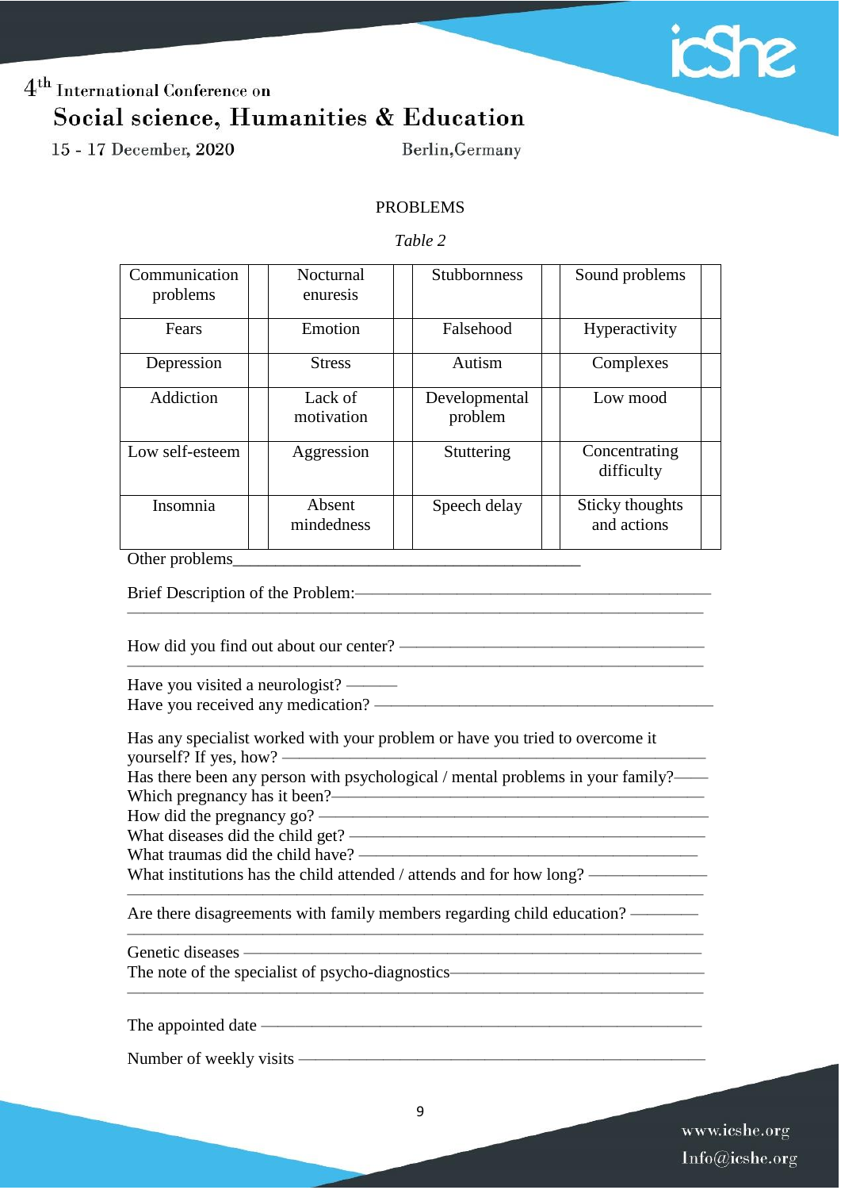PROBLEMS

*Table 2*

| Communication problems | | Nocturnal enuresis | | Stubbornness | | Sound problems | |
|---|---|---|---|---|---|---|---|
| Fears | | Emotion | | Falsehood | | Hyperactivity | |
| Depression | | Stress | | Autism | | Complexes | |
| Addiction | | Lack of motivation | | Developmental problem | | Low mood | |
| Low self-esteem | | Aggression | | Stuttering | | Concentrating difficulty | |
| Insomnia | | Absent mindedness | | Speech delay | | Sticky thoughts and actions | |

Other problems________________________________________

Brief Description of the Problem:——————————————————————————————————————————

How did you find out about our center? ——————————————————————————————————

Have you visited a neurologist? ———
Have you received any medication? ——————————————————————

Has any specialist worked with your problem or have you tried to overcome it yourself? If yes, how? ——————————————————————
Has there been any person with psychological / mental problems in your family?——
Which pregnancy has it been?——————————————————————
How did the pregnancy go? ——————————————————————
What diseases did the child get? ——————————————————————
What traumas did the child have? ——————————————————————
What institutions has the child attended / attends and for how long? ———————————————————————————

Are there disagreements with family members regarding child education? ———————————————————————————

Genetic diseases ——————————————————————
The note of the specialist of psycho-diagnostics——————————————————————————————————

The appointed date ——————————————————————

Number of weekly visits ——————————————————————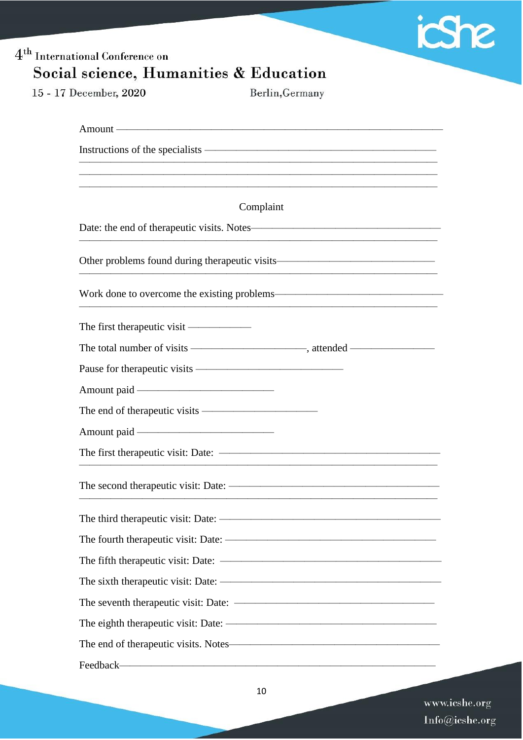Amount ——————————————————————————————

Instructions of the specialists ——————————————————————
————————————————————————————————————
————————————————————————————————————
————————————————————————————————————

Complaint

Date: the end of therapeutic visits. Notes——————————————————
————————————————————————————————————

Other problems found during therapeutic visits———————————————
————————————————————————————————————

Work done to overcome the existing problems——————————————————
————————————————————————————————————

The first therapeutic visit ——————

The total number of visits ———————————, attended ————————

Pause for therapeutic visits ———————————————

Amount paid ——————————————

The end of therapeutic visits ————————————

Amount paid ——————————————

The first therapeutic visit: Date: ————————————————————
————————————————————————————————————

The second therapeutic visit: Date: ——————————————————
————————————————————————————————————

The third therapeutic visit: Date: ———————————————————

The fourth therapeutic visit: Date: ——————————————————

The fifth therapeutic visit: Date: ———————————————————

The sixth therapeutic visit: Date: ———————————————————

The seventh therapeutic visit: Date: ——————————————————

The eighth therapeutic visit: Date: ——————————————————

The end of therapeutic visits. Notes————————————————————

Feedback——————————————————————————————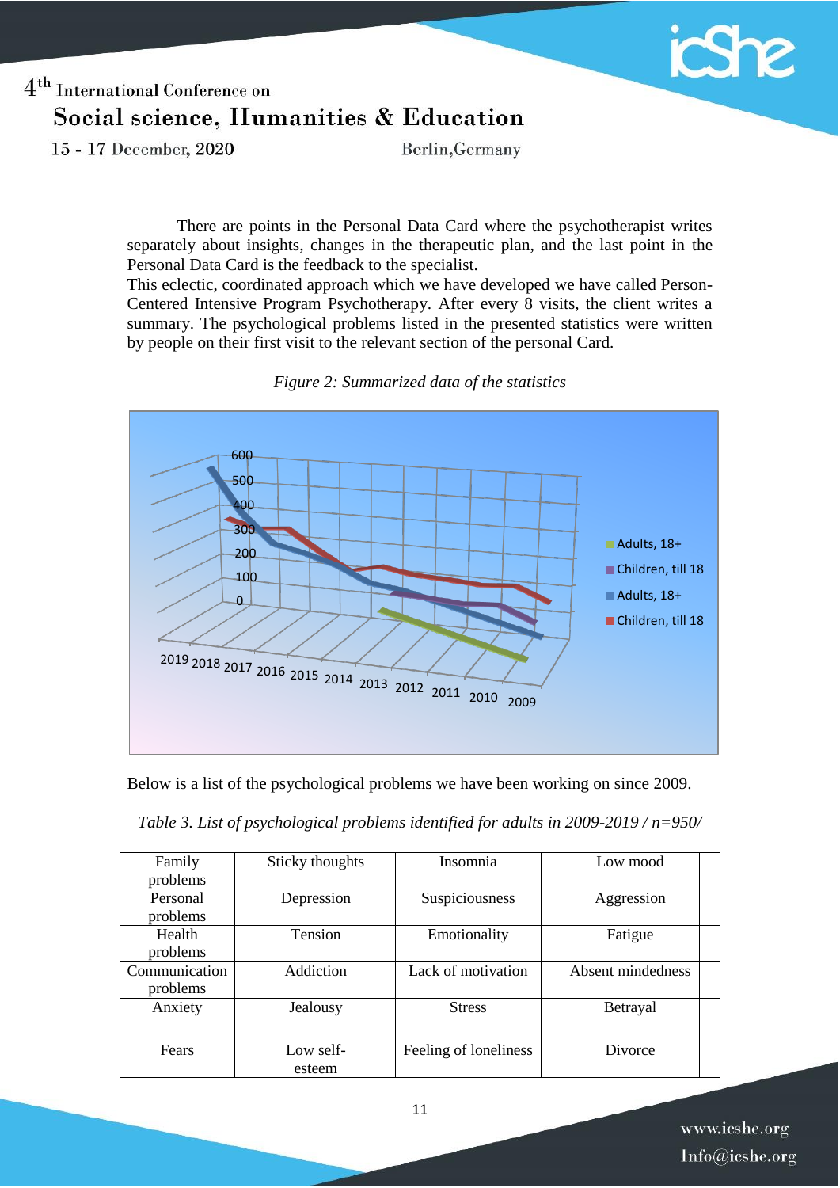There are points in the Personal Data Card where the psychotherapist writes separately about insights, changes in the therapeutic plan, and the last point in the Personal Data Card is the feedback to the specialist.
This eclectic, coordinated approach which we have developed we have called Person-Centered Intensive Program Psychotherapy. After every 8 visits, the client writes a summary. The psychological problems listed in the presented statistics were written by people on their first visit to the relevant section of the personal Card.

*Figure 2: Summarized data of the statistics*

Below is a list of the psychological problems we have been working on since 2009.

*Table 3. List of psychological problems identified for adults in 2009-2019 / n=950/*

| Family problems | | Sticky thoughts | | Insomnia | | Low mood | |
|---|---|---|---|---|---|---|---|
| Personal problems | | Depression | | Suspiciousness | | Aggression | |
| Health problems | | Tension | | Emotionality | | Fatigue | |
| Communication problems | | Addiction | | Lack of motivation | | Absent mindedness | |
| Anxiety | | Jealousy | | Stress | | Betrayal | |
| Fears | | Low self-esteem | | Feeling of loneliness | | Divorce | |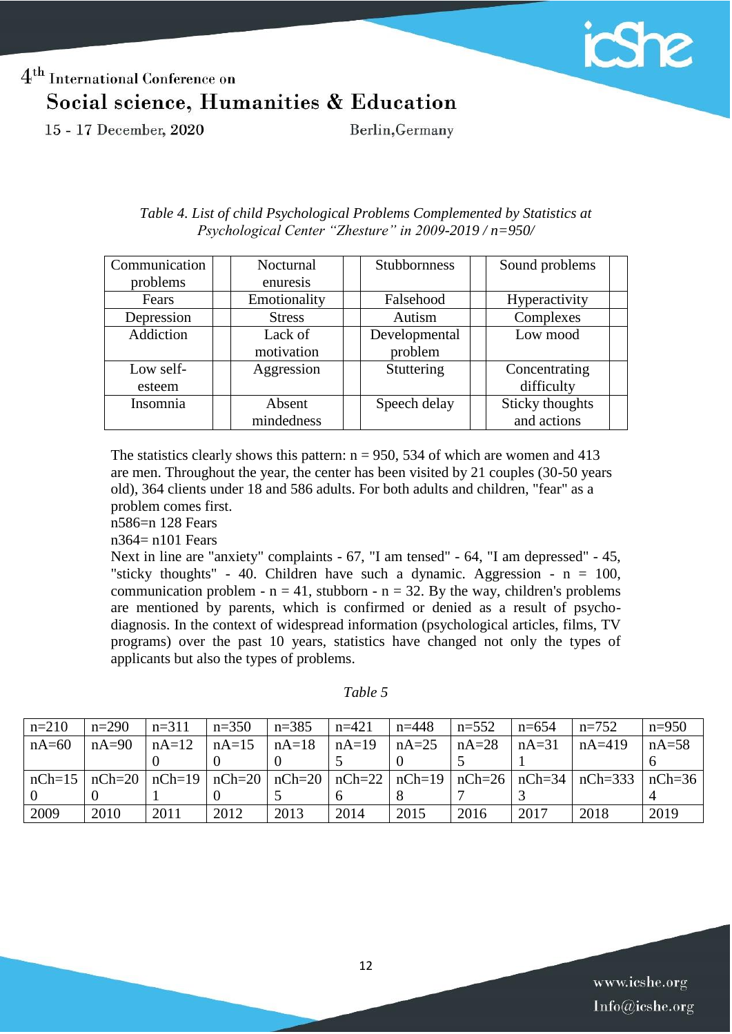*Table 4. List of child Psychological Problems Complemented by Statistics at Psychological Center "Zhesture" in 2009-2019 / n=950/*

| Communication problems | | Nocturnal enuresis | | Stubbornness | | Sound problems | |
|---|---|---|---|---|---|---|---|
| Fears | | Emotionality | | Falsehood | | Hyperactivity | |
| Depression | | Stress | | Autism | | Complexes | |
| Addiction | | Lack of motivation | | Developmental problem | | Low mood | |
| Low self-esteem | | Aggression | | Stuttering | | Concentrating difficulty | |
| Insomnia | | Absent mindedness | | Speech delay | | Sticky thoughts and actions | |

The statistics clearly shows this pattern: n = 950, 534 of which are women and 413 are men. Throughout the year, the center has been visited by 21 couples (30-50 years old), 364 clients under 18 and 586 adults. For both adults and children, "fear" as a problem comes first.
n586=n 128 Fears
n364= n101 Fears
Next in line are "anxiety" complaints - 67, "I am tensed" - 64, "I am depressed" - 45, "sticky thoughts" - 40. Children have such a dynamic. Aggression - n = 100, communication problem - n = 41, stubborn - n = 32. By the way, children's problems are mentioned by parents, which is confirmed or denied as a result of psycho-diagnosis. In the context of widespread information (psychological articles, films, TV programs) over the past 10 years, statistics have changed not only the types of applicants but also the types of problems.

*Table 5*

| n=210 | n=290 | n=311 | n=350 | n=385 | n=421 | n=448 | n=552 | n=654 | n=752 | n=950 |
|---|---|---|---|---|---|---|---|---|---|---|
| nA=60 | nA=90 | nA=120 | nA=150 | nA=180 | nA=195 | nA=250 | nA=285 | nA=311 | nA=419 | nA=586 |
| nCh=150 | nCh=200 | nCh=191 | nCh=200 | nCh=205 | nCh=226 | nCh=198 | nCh=267 | nCh=343 | nCh=333 | nCh=364 |
| 2009 | 2010 | 2011 | 2012 | 2013 | 2014 | 2015 | 2016 | 2017 | 2018 | 2019 |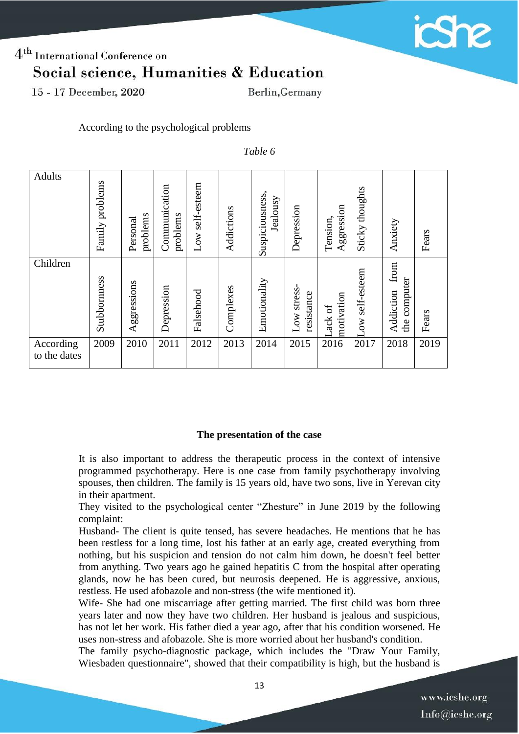According to the psychological problems

*Table 6*

| Adults | Family problems | Personal problems | Communication problems | Low self-esteem | Addictions | Suspiciousness, Jealousy | Depression | Tension, Aggression | Sticky thoughts | Anxiety | Fears |
|---|---|---|---|---|---|---|---|---|---|---|---|
| Children | Stubbornness | Aggressions | Depression | Falsehood | Complexes | Emotionality | Low stress-resistance | Lack of motivation | Low self-esteem | Addiction from the computer | Fears |
| According to the dates | 2009 | 2010 | 2011 | 2012 | 2013 | 2014 | 2015 | 2016 | 2017 | 2018 | 2019 |

**The presentation of the case**

It is also important to address the therapeutic process in the context of intensive programmed psychotherapy. Here is one case from family psychotherapy involving spouses, then children. The family is 15 years old, have two sons, live in Yerevan city in their apartment.

They visited to the psychological center "Zhesture" in June 2019 by the following complaint:

Husband- The client is quite tensed, has severe headaches. He mentions that he has been restless for a long time, lost his father at an early age, created everything from nothing, but his suspicion and tension do not calm him down, he doesn't feel better from anything. Two years ago he gained hepatitis C from the hospital after operating glands, now he has been cured, but neurosis deepened. He is aggressive, anxious, restless. He used afobazole and non-stress (the wife mentioned it).

Wife- She had one miscarriage after getting married. The first child was born three years later and now they have two children. Her husband is jealous and suspicious, has not let her work. His father died a year ago, after that his condition worsened. He uses non-stress and afobazole. She is more worried about her husband's condition.

The family psycho-diagnostic package, which includes the "Draw Your Family, Wiesbaden questionnaire", showed that their compatibility is high, but the husband is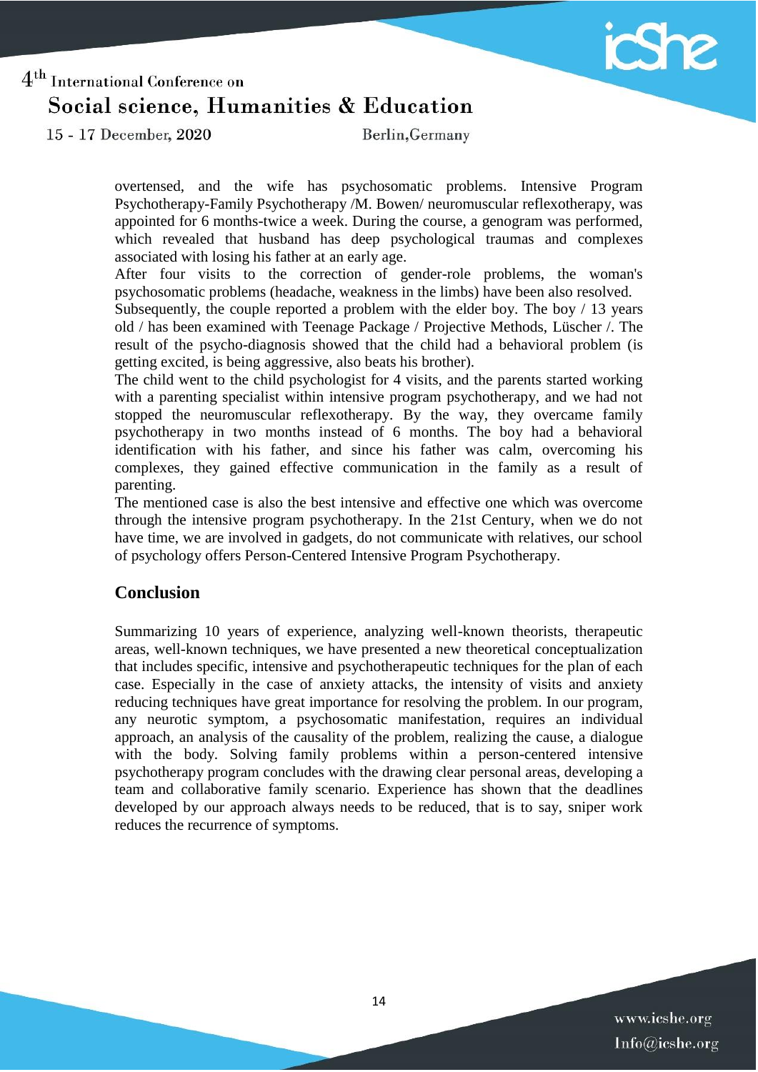overtensed, and the wife has psychosomatic problems. Intensive Program Psychotherapy-Family Psychotherapy /M. Bowen/ neuromuscular reflexotherapy, was appointed for 6 months-twice a week. During the course, a genogram was performed, which revealed that husband has deep psychological traumas and complexes associated with losing his father at an early age.

After four visits to the correction of gender-role problems, the woman's psychosomatic problems (headache, weakness in the limbs) have been also resolved.

Subsequently, the couple reported a problem with the elder boy. The boy / 13 years old / has been examined with Teenage Package / Projective Methods, Lüscher /. The result of the psycho-diagnosis showed that the child had a behavioral problem (is getting excited, is being aggressive, also beats his brother).

The child went to the child psychologist for 4 visits, and the parents started working with a parenting specialist within intensive program psychotherapy, and we had not stopped the neuromuscular reflexotherapy. By the way, they overcame family psychotherapy in two months instead of 6 months. The boy had a behavioral identification with his father, and since his father was calm, overcoming his complexes, they gained effective communication in the family as a result of parenting.

The mentioned case is also the best intensive and effective one which was overcome through the intensive program psychotherapy. In the 21st Century, when we do not have time, we are involved in gadgets, do not communicate with relatives, our school of psychology offers Person-Centered Intensive Program Psychotherapy.

## Conclusion

Summarizing 10 years of experience, analyzing well-known theorists, therapeutic areas, well-known techniques, we have presented a new theoretical conceptualization that includes specific, intensive and psychotherapeutic techniques for the plan of each case. Especially in the case of anxiety attacks, the intensity of visits and anxiety reducing techniques have great importance for resolving the problem. In our program, any neurotic symptom, a psychosomatic manifestation, requires an individual approach, an analysis of the causality of the problem, realizing the cause, a dialogue with the body. Solving family problems within a person-centered intensive psychotherapy program concludes with the drawing clear personal areas, developing a team and collaborative family scenario. Experience has shown that the deadlines developed by our approach always needs to be reduced, that is to say, sniper work reduces the recurrence of symptoms.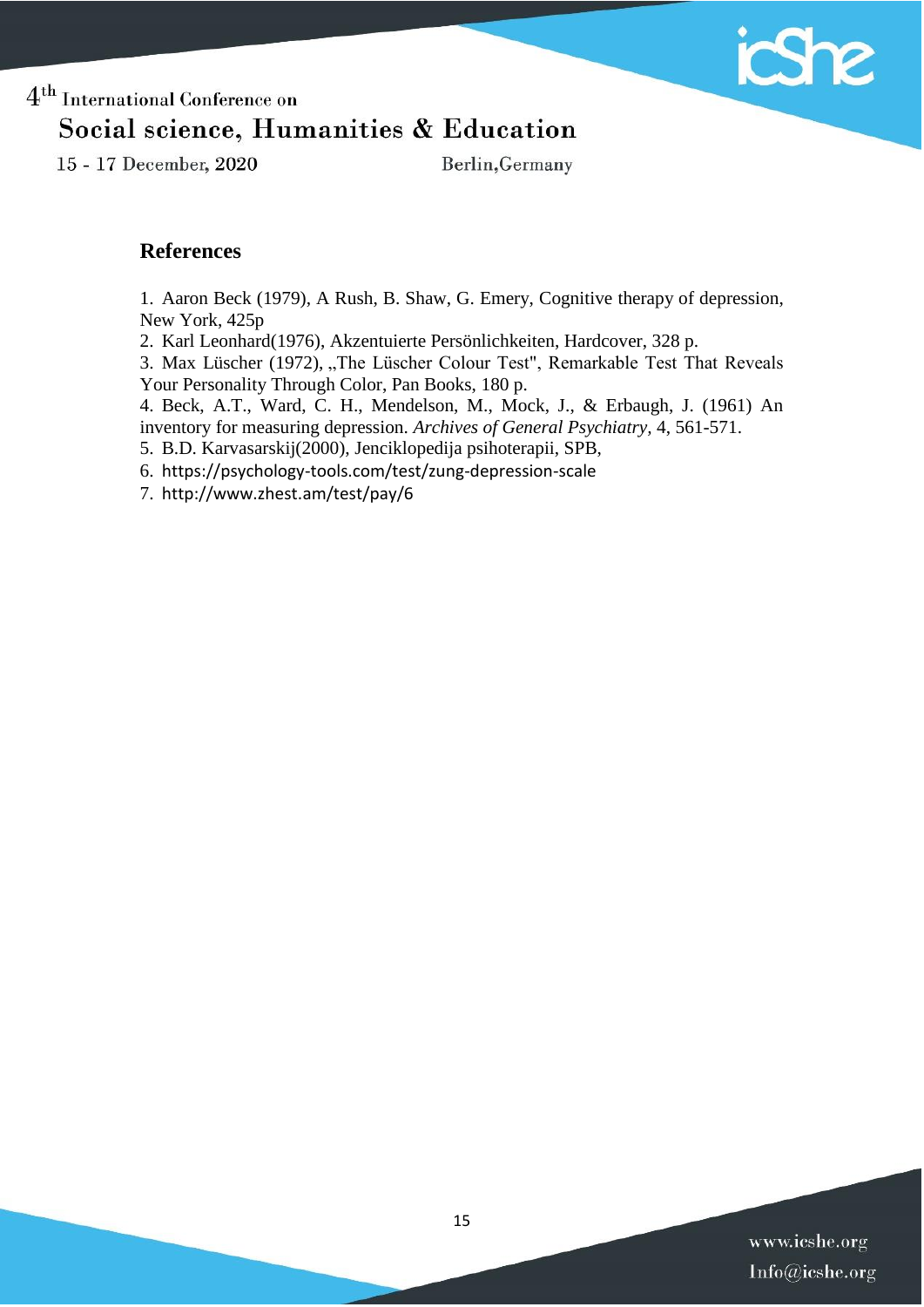## References

1. Aaron Beck (1979), A Rush, B. Shaw, G. Emery, Cognitive therapy of depression, New York, 425p
2. Karl Leonhard(1976), Akzentuierte Persönlichkeiten, Hardcover, 328 p.
3. Max Lüscher (1972), „The Lüscher Colour Test", Remarkable Test That Reveals Your Personality Through Color, Pan Books, 180 p.
4. Beck, A.T., Ward, C. H., Mendelson, M., Mock, J., & Erbaugh, J. (1961) An inventory for measuring depression. *Archives of General Psychiatry*, 4, 561-571.
5. B.D. Karvasarskij(2000), Jenciklopedija psihoterapii, SPB,
6. https://psychology-tools.com/test/zung-depression-scale
7. http://www.zhest.am/test/pay/6